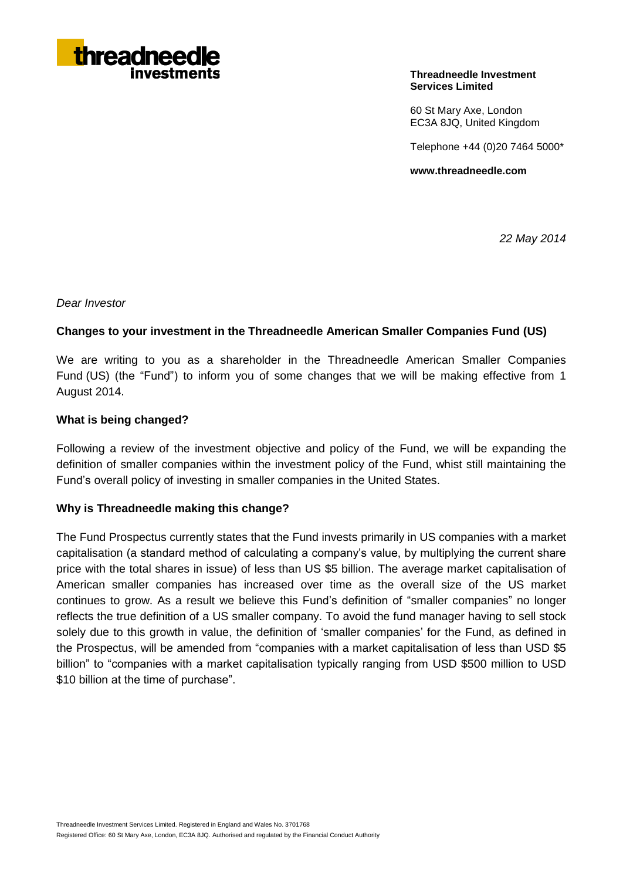**threadneedle investments**

**Threadneedle Investment Services Limited**

60 St Mary Axe, London
EC3A 8JQ, United Kingdom

Telephone +44 (0)20 7464 5000*

**www.threadneedle.com**

*22 May 2014*

*Dear Investor*

**Changes to your investment in the Threadneedle American Smaller Companies Fund (US)**

We are writing to you as a shareholder in the Threadneedle American Smaller Companies Fund (US) (the "Fund") to inform you of some changes that we will be making effective from 1 August 2014.

**What is being changed?**

Following a review of the investment objective and policy of the Fund, we will be expanding the definition of smaller companies within the investment policy of the Fund, whist still maintaining the Fund's overall policy of investing in smaller companies in the United States.

**Why is Threadneedle making this change?**

The Fund Prospectus currently states that the Fund invests primarily in US companies with a market capitalisation (a standard method of calculating a company's value, by multiplying the current share price with the total shares in issue) of less than US $5 billion. The average market capitalisation of American smaller companies has increased over time as the overall size of the US market continues to grow. As a result we believe this Fund's definition of "smaller companies" no longer reflects the true definition of a US smaller company. To avoid the fund manager having to sell stock solely due to this growth in value, the definition of 'smaller companies' for the Fund, as defined in the Prospectus, will be amended from "companies with a market capitalisation of less than USD $5 billion" to "companies with a market capitalisation typically ranging from USD $500 million to USD $10 billion at the time of purchase".

Threadneedle Investment Services Limited. Registered in England and Wales No. 3701768
Registered Office: 60 St Mary Axe, London, EC3A 8JQ. Authorised and regulated by the Financial Conduct Authority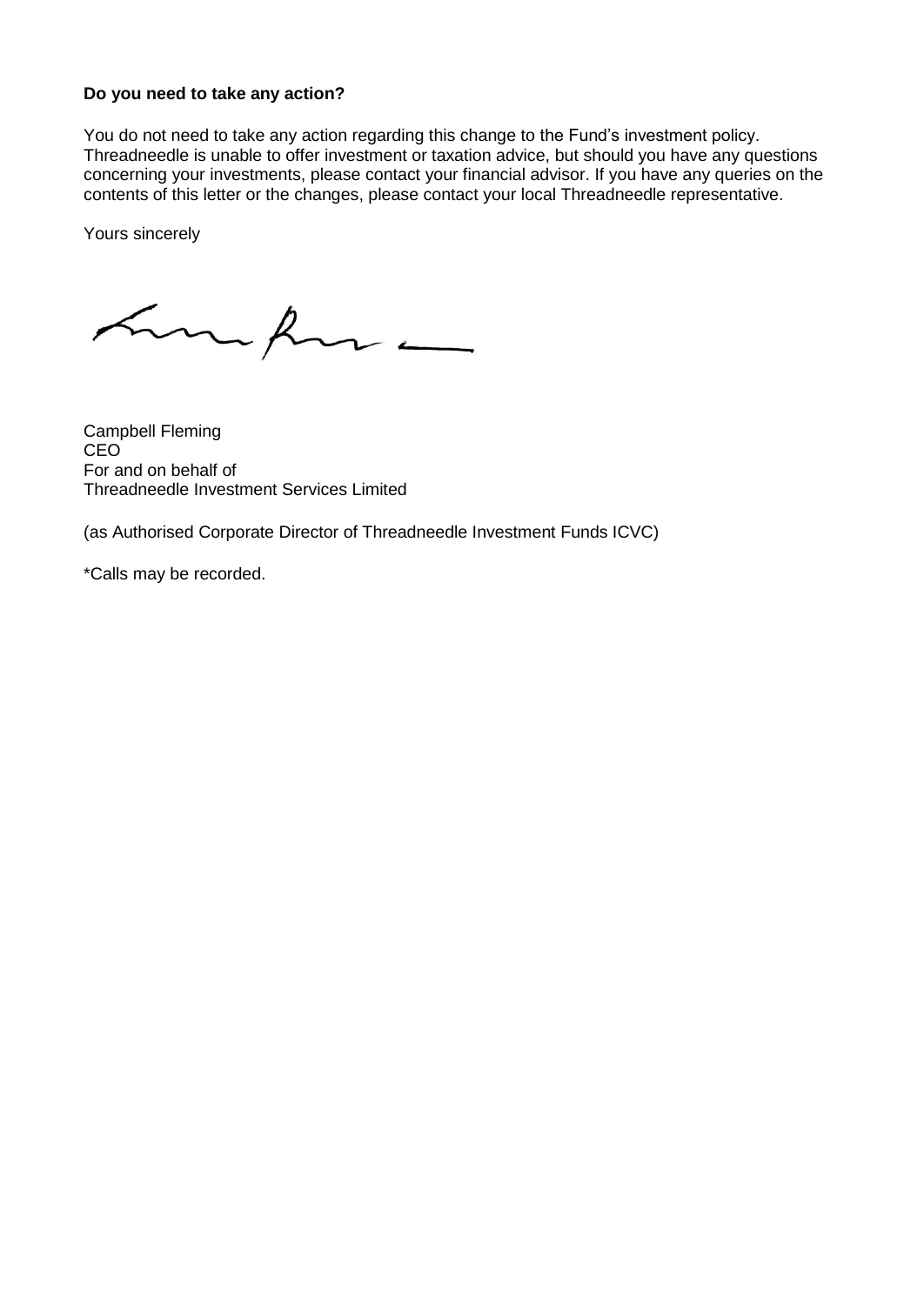**Do you need to take any action?**

You do not need to take any action regarding this change to the Fund's investment policy. Threadneedle is unable to offer investment or taxation advice, but should you have any questions concerning your investments, please contact your financial advisor. If you have any queries on the contents of this letter or the changes, please contact your local Threadneedle representative.

Yours sincerely

Campbell Fleming
CEO
For and on behalf of
Threadneedle Investment Services Limited

(as Authorised Corporate Director of Threadneedle Investment Funds ICVC)

*Calls may be recorded.